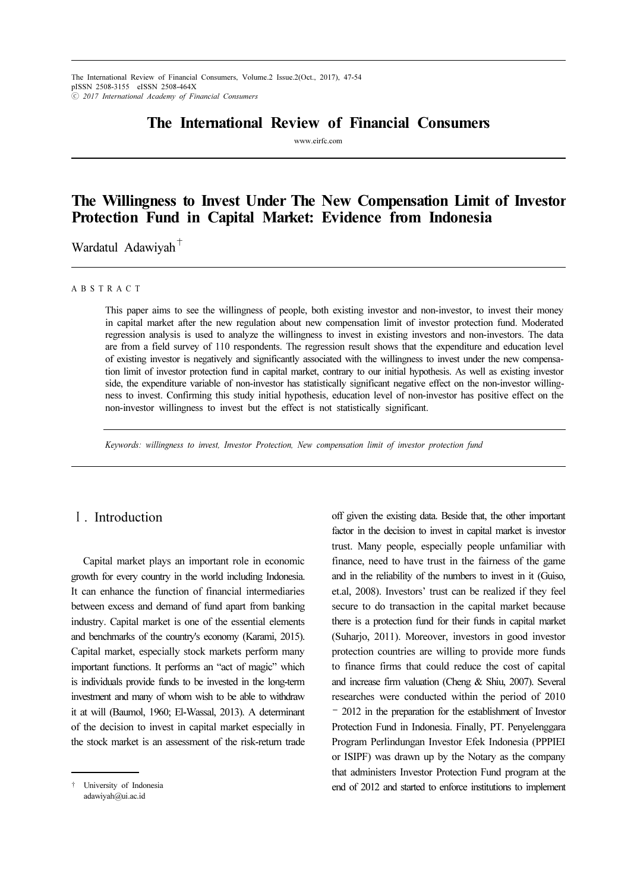# The Willingness to Invest Under The New Compensation Limit of Investor Protection Fund in Capital Market: Evidence from Indonesia

Wardatul Adawiyah[†]

A B S T R A C T

This paper aims to see the willingness of people, both existing investor and non-investor, to invest their money in capital market after the new regulation about new compensation limit of investor protection fund. Moderated regression analysis is used to analyze the willingness to invest in existing investors and non-investors. The data are from a field survey of 110 respondents. The regression result shows that the expenditure and education level of existing investor is negatively and significantly associated with the willingness to invest under the new compensation limit of investor protection fund in capital market, contrary to our initial hypothesis. As well as existing investor side, the expenditure variable of non-investor has statistically significant negative effect on the non-investor willingness to invest. Confirming this study initial hypothesis, education level of non-investor has positive effect on the non-investor willingness to invest but the effect is not statistically significant.

*Keywords: willingness to invest, Investor Protection, New compensation limit of investor protection fund*

## Ⅰ. Introduction

Capital market plays an important role in economic growth for every country in the world including Indonesia. It can enhance the function of financial intermediaries between excess and demand of fund apart from banking industry. Capital market is one of the essential elements and benchmarks of the country's economy (Karami, 2015). Capital market, especially stock markets perform many important functions. It performs an "act of magic" which is individuals provide funds to be invested in the long-term investment and many of whom wish to be able to withdraw it at will (Baumol, 1960; El-Wassal, 2013). A determinant of the decision to invest in capital market especially in the stock market is an assessment of the risk-return trade off given the existing data. Beside that, the other important factor in the decision to invest in capital market is investor trust. Many people, especially people unfamiliar with finance, need to have trust in the fairness of the game and in the reliability of the numbers to invest in it (Guiso, et.al, 2008). Investors' trust can be realized if they feel secure to do transaction in the capital market because there is a protection fund for their funds in capital market (Suharjo, 2011). Moreover, investors in good investor protection countries are willing to provide more funds to finance firms that could reduce the cost of capital and increase firm valuation (Cheng & Shiu, 2007). Several researches were conducted within the period of 2010 – 2012 in the preparation for the establishment of Investor Protection Fund in Indonesia. Finally, PT. Penyelenggara Program Perlindungan Investor Efek Indonesia (PPPIEI or ISIPF) was drawn up by the Notary as the company that administers Investor Protection Fund program at the end of 2012 and started to enforce institutions to implement

---

[†] University of Indonesia
adawiyah@ui.ac.id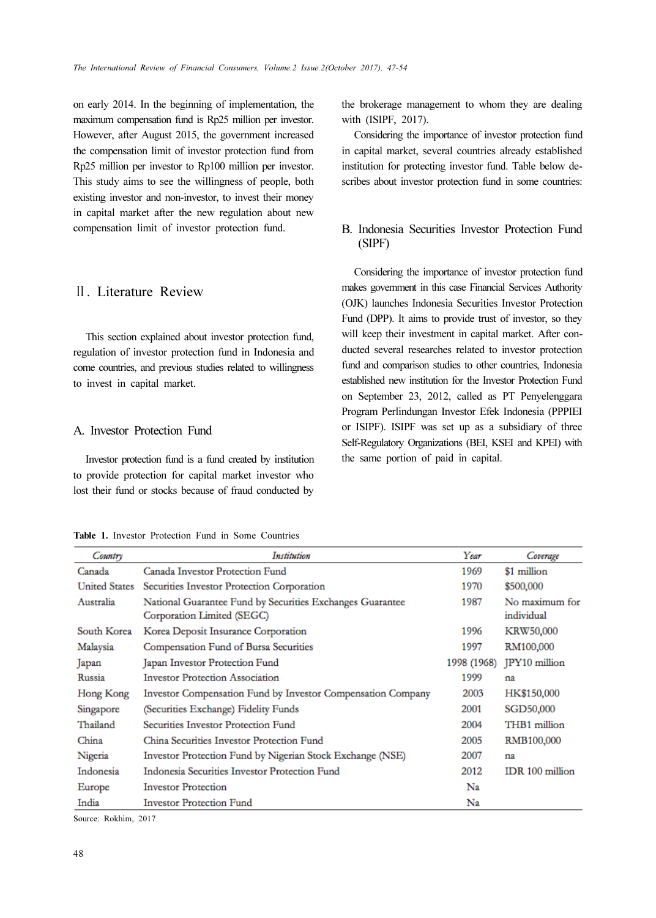on early 2014. In the beginning of implementation, the maximum compensation fund is Rp25 million per investor. However, after August 2015, the government increased the compensation limit of investor protection fund from Rp25 million per investor to Rp100 million per investor. This study aims to see the willingness of people, both existing investor and non-investor, to invest their money in capital market after the new regulation about new compensation limit of investor protection fund.

## Ⅱ. Literature Review

This section explained about investor protection fund, regulation of investor protection fund in Indonesia and come countries, and previous studies related to willingness to invest in capital market.

### A. Investor Protection Fund

Investor protection fund is a fund created by institution to provide protection for capital market investor who lost their fund or stocks because of fraud conducted by the brokerage management to whom they are dealing with (ISIPF, 2017).

Considering the importance of investor protection fund in capital market, several countries already established institution for protecting investor fund. Table below describes about investor protection fund in some countries:

### B. Indonesia Securities Investor Protection Fund (SIPF)

Considering the importance of investor protection fund makes government in this case Financial Services Authority (OJK) launches Indonesia Securities Investor Protection Fund (DPP). It aims to provide trust of investor, so they will keep their investment in capital market. After conducted several researches related to investor protection fund and comparison studies to other countries, Indonesia established new institution for the Investor Protection Fund on September 23, 2012, called as PT Penyelenggara Program Perlindungan Investor Efek Indonesia (PPPIEI or ISIPF). ISIPF was set up as a subsidiary of three Self-Regulatory Organizations (BEI, KSEI and KPEI) with the same portion of paid in capital.

**Table 1.** Investor Protection Fund in Some Countries

| *Country* | *Institution* | *Year* | *Coverage* |
|---|---|---|---|
| Canada | Canada Investor Protection Fund | 1969 | $1 million |
| United States | Securities Investor Protection Corporation | 1970 | $500,000 |
| Australia | National Guarantee Fund by Securities Exchanges Guarantee Corporation Limited (SEGC) | 1987 | No maximum for individual |
| South Korea | Korea Deposit Insurance Corporation | 1996 | KRW50,000 |
| Malaysia | Compensation Fund of Bursa Securities | 1997 | RM100,000 |
| Japan | Japan Investor Protection Fund | 1998 (1968) | JPY10 million |
| Russia | Investor Protection Association | 1999 | na |
| Hong Kong | Investor Compensation Fund by Investor Compensation Company | 2003 | HK$150,000 |
| Singapore | (Securities Exchange) Fidelity Funds | 2001 | SGD50,000 |
| Thailand | Securities Investor Protection Fund | 2004 | THB1 million |
| China | China Securities Investor Protection Fund | 2005 | RMB100,000 |
| Nigeria | Investor Protection Fund by Nigerian Stock Exchange (NSE) | 2007 | na |
| Indonesia | Indonesia Securities Investor Protection Fund | 2012 | IDR 100 million |
| Europe | Investor Protection | Na | |
| India | Investor Protection Fund | Na | |

Source: Rokhim, 2017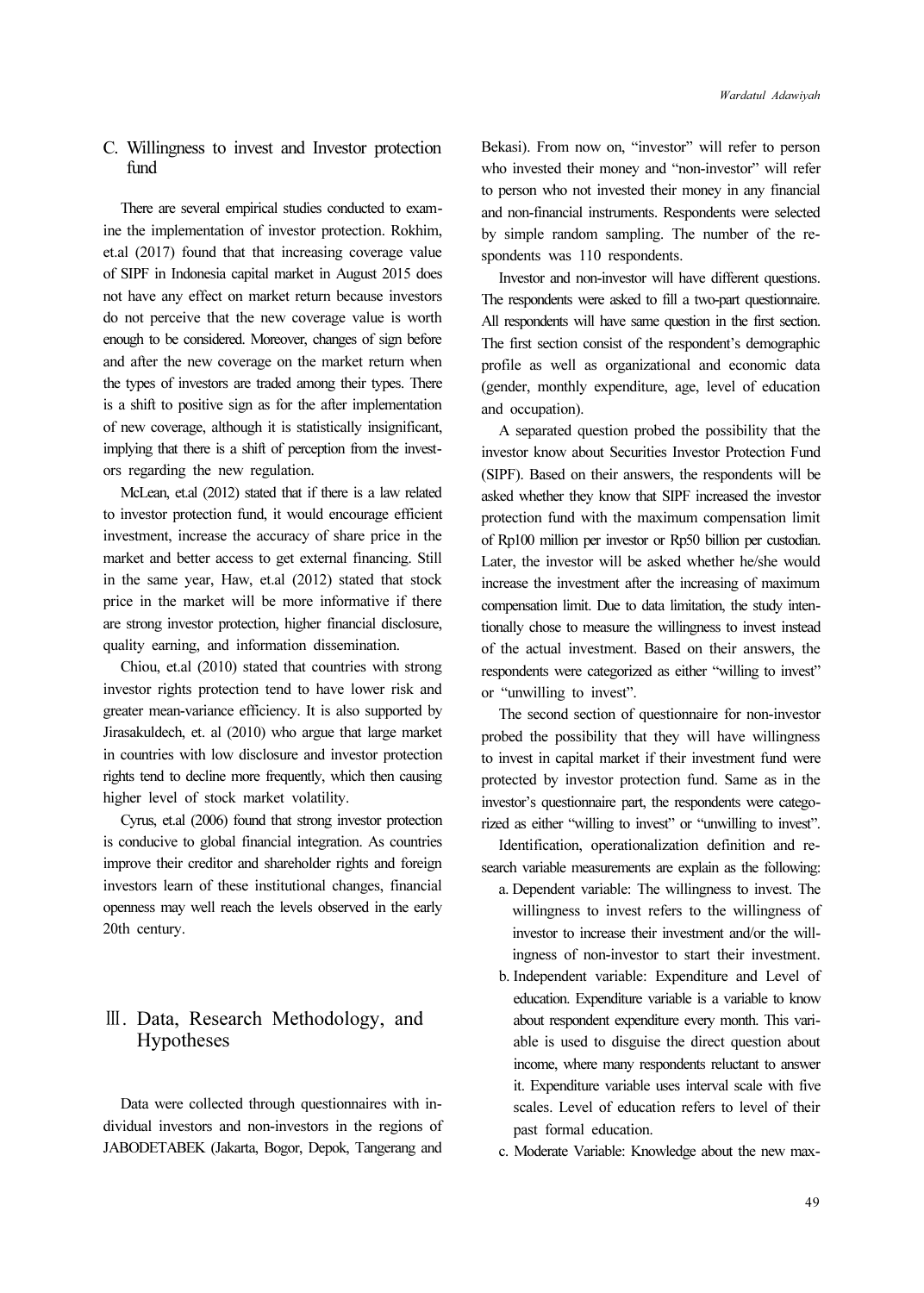### C. Willingness to invest and Investor protection fund

There are several empirical studies conducted to examine the implementation of investor protection. Rokhim, et.al (2017) found that that increasing coverage value of SIPF in Indonesia capital market in August 2015 does not have any effect on market return because investors do not perceive that the new coverage value is worth enough to be considered. Moreover, changes of sign before and after the new coverage on the market return when the types of investors are traded among their types. There is a shift to positive sign as for the after implementation of new coverage, although it is statistically insignificant, implying that there is a shift of perception from the investors regarding the new regulation.

McLean, et.al (2012) stated that if there is a law related to investor protection fund, it would encourage efficient investment, increase the accuracy of share price in the market and better access to get external financing. Still in the same year, Haw, et.al (2012) stated that stock price in the market will be more informative if there are strong investor protection, higher financial disclosure, quality earning, and information dissemination.

Chiou, et.al (2010) stated that countries with strong investor rights protection tend to have lower risk and greater mean-variance efficiency. It is also supported by Jirasakuldech, et. al (2010) who argue that large market in countries with low disclosure and investor protection rights tend to decline more frequently, which then causing higher level of stock market volatility.

Cyrus, et.al (2006) found that strong investor protection is conducive to global financial integration. As countries improve their creditor and shareholder rights and foreign investors learn of these institutional changes, financial openness may well reach the levels observed in the early 20th century.

## Ⅲ. Data, Research Methodology, and Hypotheses

Data were collected through questionnaires with individual investors and non-investors in the regions of JABODETABEK (Jakarta, Bogor, Depok, Tangerang and Bekasi). From now on, "investor" will refer to person who invested their money and "non-investor" will refer to person who not invested their money in any financial and non-financial instruments. Respondents were selected by simple random sampling. The number of the respondents was 110 respondents.

Investor and non-investor will have different questions. The respondents were asked to fill a two-part questionnaire. All respondents will have same question in the first section. The first section consist of the respondent's demographic profile as well as organizational and economic data (gender, monthly expenditure, age, level of education and occupation).

A separated question probed the possibility that the investor know about Securities Investor Protection Fund (SIPF). Based on their answers, the respondents will be asked whether they know that SIPF increased the investor protection fund with the maximum compensation limit of Rp100 million per investor or Rp50 billion per custodian. Later, the investor will be asked whether he/she would increase the investment after the increasing of maximum compensation limit. Due to data limitation, the study intentionally chose to measure the willingness to invest instead of the actual investment. Based on their answers, the respondents were categorized as either "willing to invest" or "unwilling to invest".

The second section of questionnaire for non-investor probed the possibility that they will have willingness to invest in capital market if their investment fund were protected by investor protection fund. Same as in the investor's questionnaire part, the respondents were categorized as either "willing to invest" or "unwilling to invest".

Identification, operationalization definition and research variable measurements are explain as the following:

a. Dependent variable: The willingness to invest. The willingness to invest refers to the willingness of investor to increase their investment and/or the willingness of non-investor to start their investment.
b. Independent variable: Expenditure and Level of education. Expenditure variable is a variable to know about respondent expenditure every month. This variable is used to disguise the direct question about income, where many respondents reluctant to answer it. Expenditure variable uses interval scale with five scales. Level of education refers to level of their past formal education.
c. Moderate Variable: Knowledge about the new max-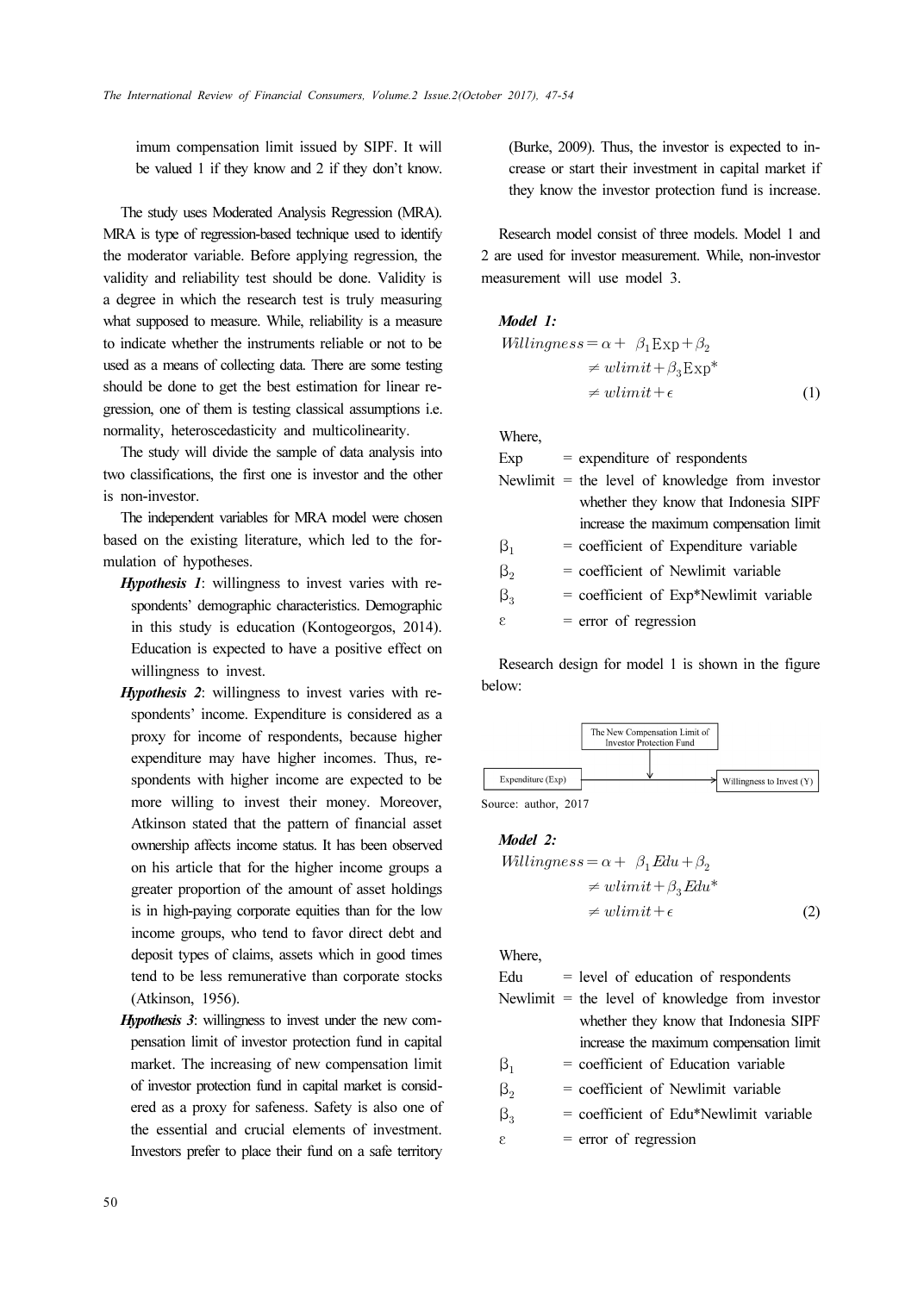imum compensation limit issued by SIPF. It will be valued 1 if they know and 2 if they don't know.

The study uses Moderated Analysis Regression (MRA). MRA is type of regression-based technique used to identify the moderator variable. Before applying regression, the validity and reliability test should be done. Validity is a degree in which the research test is truly measuring what supposed to measure. While, reliability is a measure to indicate whether the instruments reliable or not to be used as a means of collecting data. There are some testing should be done to get the best estimation for linear regression, one of them is testing classical assumptions i.e. normality, heteroscedasticity and multicolinearity.

The study will divide the sample of data analysis into two classifications, the first one is investor and the other is non-investor.

The independent variables for MRA model were chosen based on the existing literature, which led to the formulation of hypotheses.

- ***Hypothesis 1***: willingness to invest varies with respondents' demographic characteristics. Demographic in this study is education (Kontogeorgos, 2014). Education is expected to have a positive effect on willingness to invest.
- ***Hypothesis 2***: willingness to invest varies with respondents' income. Expenditure is considered as a proxy for income of respondents, because higher expenditure may have higher incomes. Thus, respondents with higher income are expected to be more willing to invest their money. Moreover, Atkinson stated that the pattern of financial asset ownership affects income status. It has been observed on his article that for the higher income groups a greater proportion of the amount of asset holdings is in high-paying corporate equities than for the low income groups, who tend to favor direct debt and deposit types of claims, assets which in good times tend to be less remunerative than corporate stocks (Atkinson, 1956).
- ***Hypothesis 3***: willingness to invest under the new compensation limit of investor protection fund in capital market. The increasing of new compensation limit of investor protection fund in capital market is considered as a proxy for safeness. Safety is also one of the essential and crucial elements of investment. Investors prefer to place their fund on a safe territory (Burke, 2009). Thus, the investor is expected to increase or start their investment in capital market if they know the investor protection fund is increase.

Research model consist of three models. Model 1 and 2 are used for investor measurement. While, non-investor measurement will use model 3.

***Model 1:***

$$Willingness = \alpha + \beta_1 \text{Exp} + \beta_2 \neq wlimit + \beta_3 \text{Exp}^* \neq wlimit + \epsilon \quad (1)$$

Where,

- Exp = expenditure of respondents
- Newlimit = the level of knowledge from investor whether they know that Indonesia SIPF increase the maximum compensation limit
- $\beta_1$ = coefficient of Expenditure variable
- $\beta_2$ = coefficient of Newlimit variable
- $\beta_3$ = coefficient of Exp*Newlimit variable
- $\varepsilon$ = error of regression

Research design for model 1 is shown in the figure below:

The New Compensation Limit of Investor Protection Fund

Expenditure (Exp) → Willingness to Invest (Y)

Source: author, 2017

***Model 2:***

$$Willingness = \alpha + \beta_1 Edu + \beta_2 \neq wlimit + \beta_3 Edu^* \neq wlimit + \epsilon \quad (2)$$

Where,

- Edu = level of education of respondents
- Newlimit = the level of knowledge from investor whether they know that Indonesia SIPF increase the maximum compensation limit
- $\beta_1$ = coefficient of Education variable
- $\beta_2$ = coefficient of Newlimit variable
- $\beta_3$ = coefficient of Edu*Newlimit variable
- $\varepsilon$ = error of regression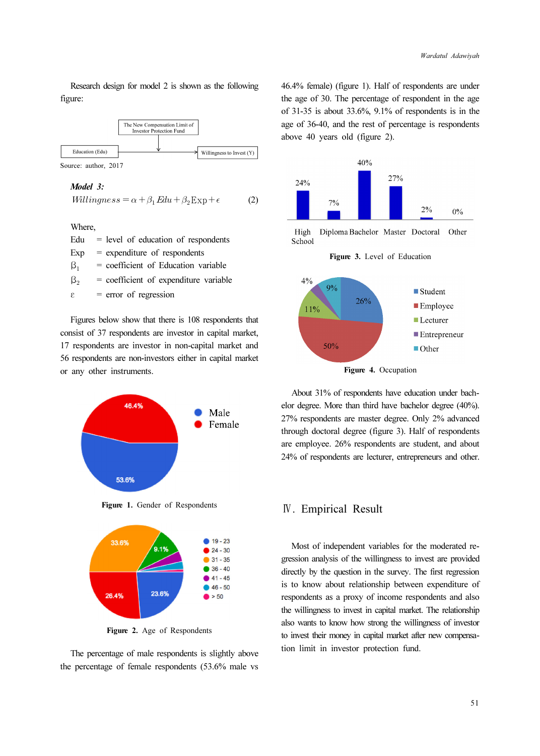Research design for model 2 is shown as the following figure:

Source: author, 2017

***Model 3:***

$$Willingness = \alpha + \beta_1 Edu + \beta_2 \text{Exp} + \epsilon \qquad (2)$$

Where,

Edu = level of education of respondents
Exp = expenditure of respondents
$\beta_1$ = coefficient of Education variable
$\beta_2$ = coefficient of expenditure variable
$\epsilon$ = error of regression

Figures below show that there is 108 respondents that consist of 37 respondents are investor in capital market, 17 respondents are investor in non-capital market and 56 respondents are non-investors either in capital market or any other instruments.

**Figure 1.** Gender of Respondents

**Figure 2.** Age of Respondents

The percentage of male respondents is slightly above the percentage of female respondents (53.6% male vs 46.4% female) (figure 1). Half of respondents are under the age of 30. The percentage of respondent in the age of 31-35 is about 33.6%, 9.1% of respondents is in the age of 36-40, and the rest of percentage is respondents above 40 years old (figure 2).

**Figure 3.** Level of Education

**Figure 4.** Occupation

About 31% of respondents have education under bachelor degree. More than third have bachelor degree (40%). 27% respondents are master degree. Only 2% advanced through doctoral degree (figure 3). Half of respondents are employee. 26% respondents are student, and about 24% of respondents are lecturer, entrepreneurs and other.

## Ⅳ. Empirical Result

Most of independent variables for the moderated regression analysis of the willingness to invest are provided directly by the question in the survey. The first regression is to know about relationship between expenditure of respondents as a proxy of income respondents and also the willingness to invest in capital market. The relationship also wants to know how strong the willingness of investor to invest their money in capital market after new compensation limit in investor protection fund.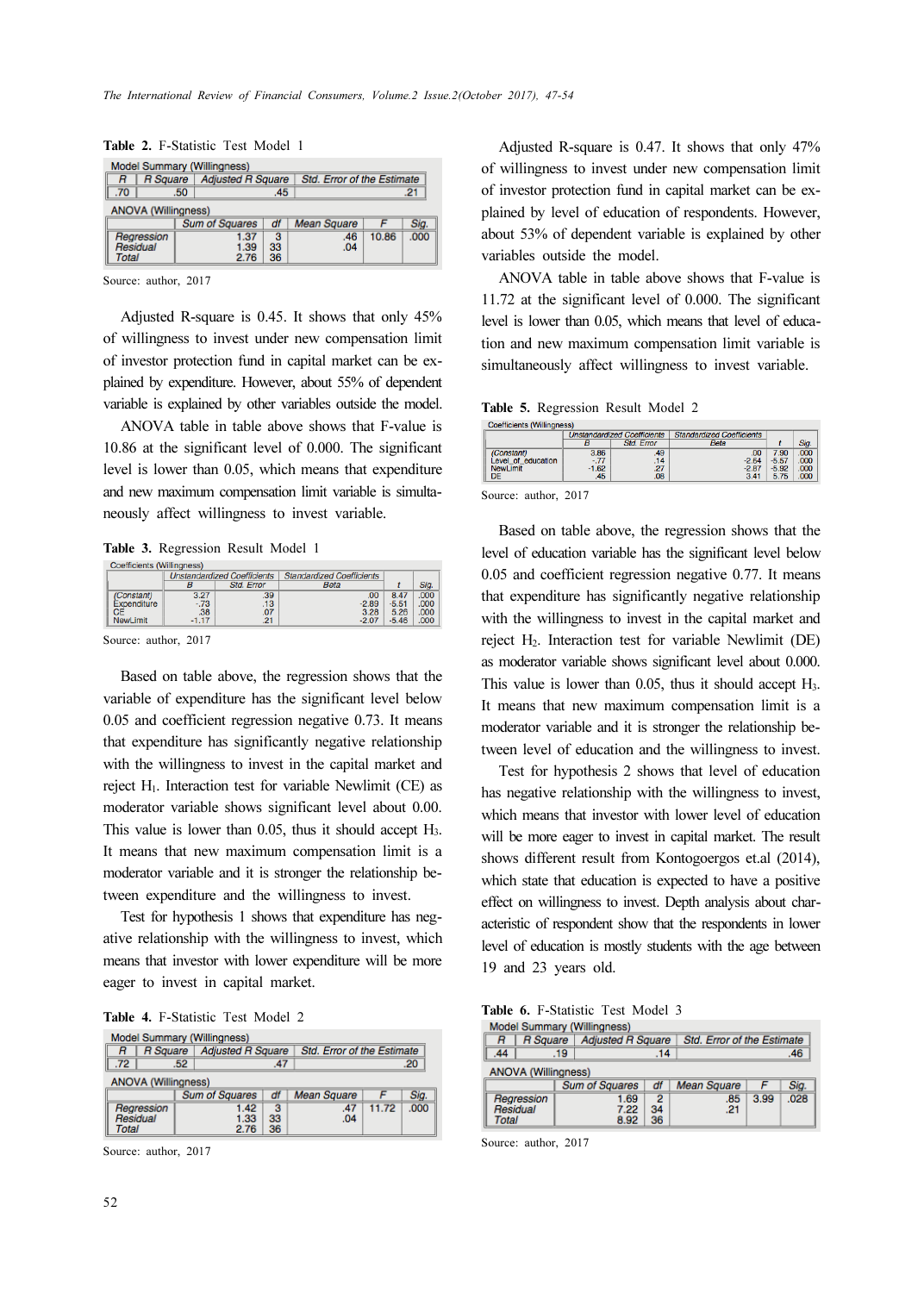**Table 2.** F-Statistic Test Model 1

Model Summary (Willingness)

| R | R Square | Adjusted R Square | Std. Error of the Estimate |
|---|---|---|---|
| .70 | .50 | .45 | .21 |

ANOVA (Willingness)

| | Sum of Squares | df | Mean Square | F | Sig. |
|---|---|---|---|---|---|
| Regression | 1.37 | 3 | .46 | 10.86 | .000 |
| Residual | 1.39 | 33 | .04 | | |
| Total | 2.76 | 36 | | | |

Source: author, 2017

Adjusted R-square is 0.45. It shows that only 45% of willingness to invest under new compensation limit of investor protection fund in capital market can be explained by expenditure. However, about 55% of dependent variable is explained by other variables outside the model.

ANOVA table in table above shows that F-value is 10.86 at the significant level of 0.000. The significant level is lower than 0.05, which means that expenditure and new maximum compensation limit variable is simultaneously affect willingness to invest variable.

**Table 3.** Regression Result Model 1

Coefficients (Willingness)

| | Unstandardized Coefficients B | Std. Error | Standardized Coefficients Beta | t | Sig. |
|---|---|---|---|---|---|
| (Constant) | 3.27 | .39 | .00 | 8.47 | .000 |
| Expenditure | -.73 | .13 | -2.89 | -5.51 | .000 |
| CE | .38 | .07 | 3.28 | 5.26 | .000 |
| NewLimit | -1.17 | .21 | -2.07 | -5.46 | .000 |

Source: author, 2017

Based on table above, the regression shows that the variable of expenditure has the significant level below 0.05 and coefficient regression negative 0.73. It means that expenditure has significantly negative relationship with the willingness to invest in the capital market and reject $H_1$. Interaction test for variable Newlimit (CE) as moderator variable shows significant level about 0.00. This value is lower than 0.05, thus it should accept $H_3$. It means that new maximum compensation limit is a moderator variable and it is stronger the relationship between expenditure and the willingness to invest.

Test for hypothesis 1 shows that expenditure has negative relationship with the willingness to invest, which means that investor with lower expenditure will be more eager to invest in capital market.

**Table 4.** F-Statistic Test Model 2

Model Summary (Willingness)

| R | R Square | Adjusted R Square | Std. Error of the Estimate |
|---|---|---|---|
| .72 | .52 | .47 | .20 |

ANOVA (Willingness)

| | Sum of Squares | df | Mean Square | F | Sig. |
|---|---|---|---|---|---|
| Regression | 1.42 | 3 | .47 | 11.72 | .000 |
| Residual | 1.33 | 33 | .04 | | |
| Total | 2.76 | 36 | | | |

Source: author, 2017

Adjusted R-square is 0.47. It shows that only 47% of willingness to invest under new compensation limit of investor protection fund in capital market can be explained by level of education of respondents. However, about 53% of dependent variable is explained by other variables outside the model.

ANOVA table in table above shows that F-value is 11.72 at the significant level of 0.000. The significant level is lower than 0.05, which means that level of education and new maximum compensation limit variable is simultaneously affect willingness to invest variable.

**Table 5.** Regression Result Model 2

Coefficients (Willingness)

| | Unstandardized Coefficients B | Std. Error | Standardized Coefficients Beta | t | Sig. |
|---|---|---|---|---|---|
| (Constant) | 3.86 | .49 | .00 | 7.90 | .000 |
| Level_of_education | -.77 | .14 | -2.64 | -5.57 | .000 |
| NewLimit | -1.62 | .27 | -2.87 | -5.92 | .000 |
| DE | .45 | .08 | 3.41 | 5.75 | .000 |

Source: author, 2017

Based on table above, the regression shows that the level of education variable has the significant level below 0.05 and coefficient regression negative 0.77. It means that expenditure has significantly negative relationship with the willingness to invest in the capital market and reject $H_2$. Interaction test for variable Newlimit (DE) as moderator variable shows significant level about 0.000. This value is lower than 0.05, thus it should accept $H_3$. It means that new maximum compensation limit is a moderator variable and it is stronger the relationship between level of education and the willingness to invest.

Test for hypothesis 2 shows that level of education has negative relationship with the willingness to invest, which means that investor with lower level of education will be more eager to invest in capital market. The result shows different result from Kontogoergos et.al (2014), which state that education is expected to have a positive effect on willingness to invest. Depth analysis about characteristic of respondent show that the respondents in lower level of education is mostly students with the age between 19 and 23 years old.

**Table 6.** F-Statistic Test Model 3

Model Summary (Willingness)

| R | R Square | Adjusted R Square | Std. Error of the Estimate |
|---|---|---|---|
| .44 | .19 | .14 | .46 |

ANOVA (Willingness)

| | Sum of Squares | df | Mean Square | F | Sig. |
|---|---|---|---|---|---|
| Regression | 1.69 | 2 | .85 | 3.99 | .028 |
| Residual | 7.22 | 34 | .21 | | |
| Total | 8.92 | 36 | | | |

Source: author, 2017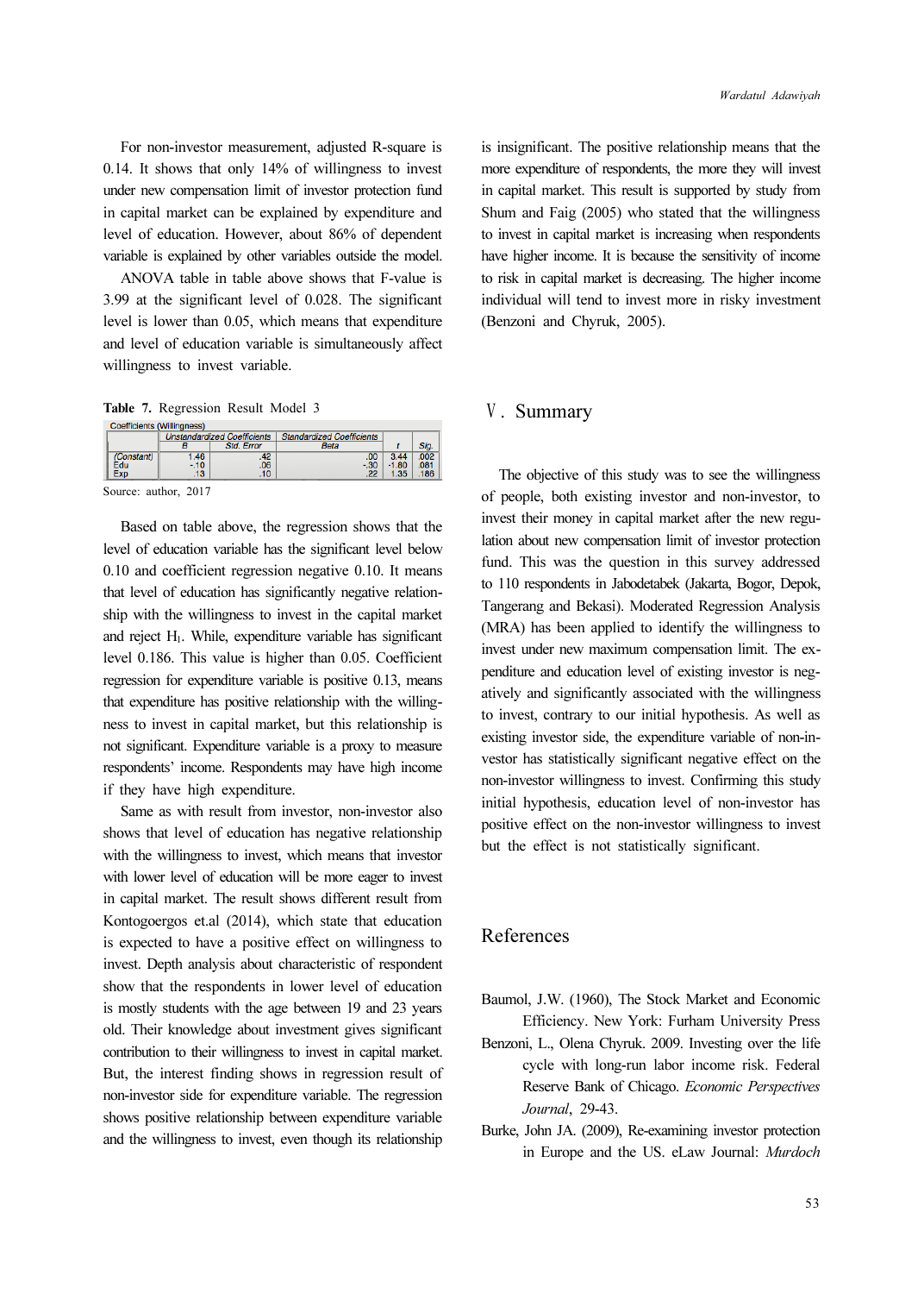For non-investor measurement, adjusted R-square is 0.14. It shows that only 14% of willingness to invest under new compensation limit of investor protection fund in capital market can be explained by expenditure and level of education. However, about 86% of dependent variable is explained by other variables outside the model.

ANOVA table in table above shows that F-value is 3.99 at the significant level of 0.028. The significant level is lower than 0.05, which means that expenditure and level of education variable is simultaneously affect willingness to invest variable.

**Table 7.** Regression Result Model 3

Coefficients (Willingness)

| | Unstandardized Coefficients | | Standardized Coefficients | | |
|---|---|---|---|---|---|
| | B | Std. Error | Beta | t | Sig. |
| (Constant) | 1.46 | .42 | .00 | 3.44 | .002 |
| Edu | -.10 | .06 | -.30 | -1.80 | .081 |
| Exp | .13 | .10 | .22 | 1.35 | .186 |

Source: author, 2017

Based on table above, the regression shows that the level of education variable has the significant level below 0.10 and coefficient regression negative 0.10. It means that level of education has significantly negative relationship with the willingness to invest in the capital market and reject $H_1$. While, expenditure variable has significant level 0.186. This value is higher than 0.05. Coefficient regression for expenditure variable is positive 0.13, means that expenditure has positive relationship with the willingness to invest in capital market, but this relationship is not significant. Expenditure variable is a proxy to measure respondents' income. Respondents may have high income if they have high expenditure.

Same as with result from investor, non-investor also shows that level of education has negative relationship with the willingness to invest, which means that investor with lower level of education will be more eager to invest in capital market. The result shows different result from Kontogoergos et.al (2014), which state that education is expected to have a positive effect on willingness to invest. Depth analysis about characteristic of respondent show that the respondents in lower level of education is mostly students with the age between 19 and 23 years old. Their knowledge about investment gives significant contribution to their willingness to invest in capital market. But, the interest finding shows in regression result of non-investor side for expenditure variable. The regression shows positive relationship between expenditure variable and the willingness to invest, even though its relationship is insignificant. The positive relationship means that the more expenditure of respondents, the more they will invest in capital market. This result is supported by study from Shum and Faig (2005) who stated that the willingness to invest in capital market is increasing when respondents have higher income. It is because the sensitivity of income to risk in capital market is decreasing. The higher income individual will tend to invest more in risky investment (Benzoni and Chyruk, 2005).

## Ⅴ. Summary

The objective of this study was to see the willingness of people, both existing investor and non-investor, to invest their money in capital market after the new regulation about new compensation limit of investor protection fund. This was the question in this survey addressed to 110 respondents in Jabodetabek (Jakarta, Bogor, Depok, Tangerang and Bekasi). Moderated Regression Analysis (MRA) has been applied to identify the willingness to invest under new maximum compensation limit. The expenditure and education level of existing investor is negatively and significantly associated with the willingness to invest, contrary to our initial hypothesis. As well as existing investor side, the expenditure variable of non-investor has statistically significant negative effect on the non-investor willingness to invest. Confirming this study initial hypothesis, education level of non-investor has positive effect on the non-investor willingness to invest but the effect is not statistically significant.

## References

Baumol, J.W. (1960), The Stock Market and Economic Efficiency. New York: Furham University Press

Benzoni, L., Olena Chyruk. 2009. Investing over the life cycle with long-run labor income risk. Federal Reserve Bank of Chicago. *Economic Perspectives Journal*, 29-43.

Burke, John JA. (2009), Re-examining investor protection in Europe and the US. eLaw Journal: *Murdoch*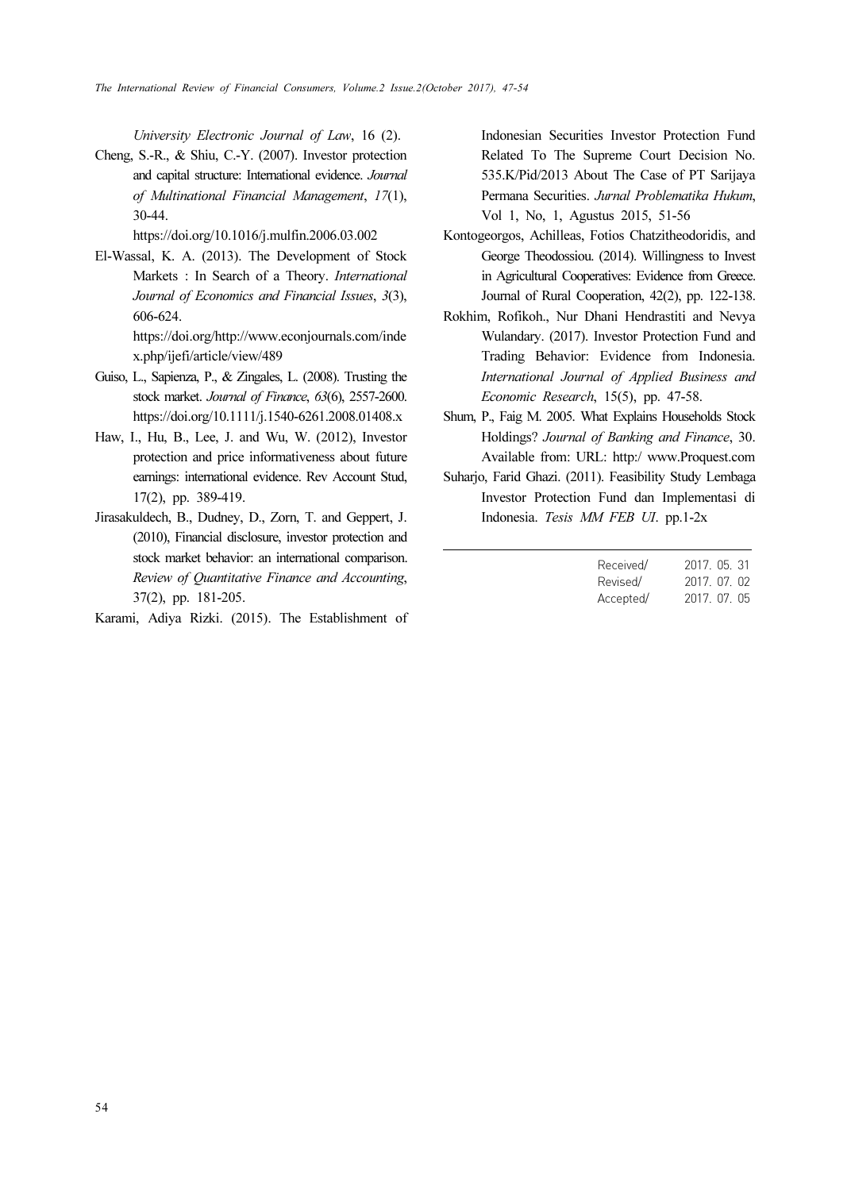*University Electronic Journal of Law*, 16 (2).

Cheng, S.-R., & Shiu, C.-Y. (2007). Investor protection and capital structure: International evidence. *Journal of Multinational Financial Management*, *17*(1), 30-44. https://doi.org/10.1016/j.mulfin.2006.03.002

El-Wassal, K. A. (2013). The Development of Stock Markets : In Search of a Theory. *International Journal of Economics and Financial Issues*, *3*(3), 606-624. https://doi.org/http://www.econjournals.com/index.php/ijefi/article/view/489

Guiso, L., Sapienza, P., & Zingales, L. (2008). Trusting the stock market. *Journal of Finance*, *63*(6), 2557-2600. https://doi.org/10.1111/j.1540-6261.2008.01408.x

Haw, I., Hu, B., Lee, J. and Wu, W. (2012), Investor protection and price informativeness about future earnings: international evidence. Rev Account Stud, 17(2), pp. 389-419.

Jirasakuldech, B., Dudney, D., Zorn, T. and Geppert, J. (2010), Financial disclosure, investor protection and stock market behavior: an international comparison. *Review of Quantitative Finance and Accounting*, 37(2), pp. 181-205.

Karami, Adiya Rizki. (2015). The Establishment of Indonesian Securities Investor Protection Fund Related To The Supreme Court Decision No. 535.K/Pid/2013 About The Case of PT Sarijaya Permana Securities. *Jurnal Problematika Hukum*, Vol 1, No, 1, Agustus 2015, 51-56

Kontogeorgos, Achilleas, Fotios Chatzitheodoridis, and George Theodossiou. (2014). Willingness to Invest in Agricultural Cooperatives: Evidence from Greece. Journal of Rural Cooperation, 42(2), pp. 122-138.

Rokhim, Rofikoh., Nur Dhani Hendrastiti and Nevya Wulandary. (2017). Investor Protection Fund and Trading Behavior: Evidence from Indonesia. *International Journal of Applied Business and Economic Research*, 15(5), pp. 47-58.

Shum, P., Faig M. 2005. What Explains Households Stock Holdings? *Journal of Banking and Finance*, 30. Available from: URL: http:/ www.Proquest.com

Suharjo, Farid Ghazi. (2011). Feasibility Study Lembaga Investor Protection Fund dan Implementasi di Indonesia. *Tesis MM FEB UI*. pp.1-2x

---

Received/ 2017. 05. 31
Revised/ 2017. 07. 02
Accepted/ 2017. 07. 05